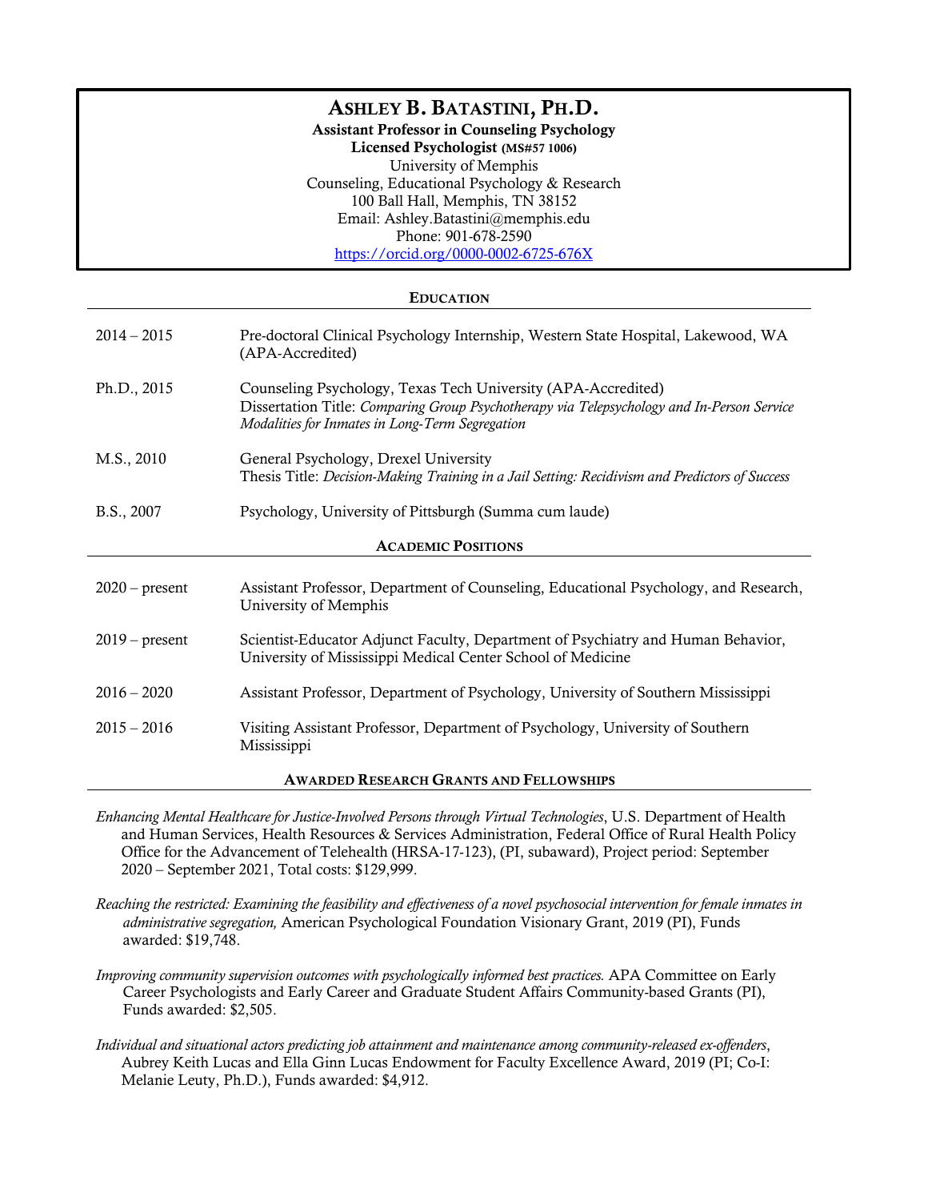# Ashley B. Batastini, Ph.D.

**Assistant Professor in Counseling Psychology**
**Licensed Psychologist (MS#57 1006)**
University of Memphis
Counseling, Educational Psychology & Research
100 Ball Hall, Memphis, TN 38152
Email: Ashley.Batastini@memphis.edu
Phone: 901-678-2590
https://orcid.org/0000-0002-6725-676X

## Education

2014 – 2015 Pre-doctoral Clinical Psychology Internship, Western State Hospital, Lakewood, WA (APA-Accredited)

Ph.D., 2015 Counseling Psychology, Texas Tech University (APA-Accredited)
Dissertation Title: *Comparing Group Psychotherapy via Telepsychology and In-Person Service Modalities for Inmates in Long-Term Segregation*

M.S., 2010 General Psychology, Drexel University
Thesis Title: *Decision-Making Training in a Jail Setting: Recidivism and Predictors of Success*

B.S., 2007 Psychology, University of Pittsburgh (Summa cum laude)

## Academic Positions

2020 – present Assistant Professor, Department of Counseling, Educational Psychology, and Research, University of Memphis

2019 – present Scientist-Educator Adjunct Faculty, Department of Psychiatry and Human Behavior, University of Mississippi Medical Center School of Medicine

2016 – 2020 Assistant Professor, Department of Psychology, University of Southern Mississippi

2015 – 2016 Visiting Assistant Professor, Department of Psychology, University of Southern Mississippi

## Awarded Research Grants and Fellowships

*Enhancing Mental Healthcare for Justice-Involved Persons through Virtual Technologies*, U.S. Department of Health and Human Services, Health Resources & Services Administration, Federal Office of Rural Health Policy Office for the Advancement of Telehealth (HRSA-17-123), (PI, subaward), Project period: September 2020 – September 2021, Total costs: $129,999.

*Reaching the restricted: Examining the feasibility and effectiveness of a novel psychosocial intervention for female inmates in administrative segregation,* American Psychological Foundation Visionary Grant, 2019 (PI), Funds awarded: $19,748.

*Improving community supervision outcomes with psychologically informed best practices.* APA Committee on Early Career Psychologists and Early Career and Graduate Student Affairs Community-based Grants (PI), Funds awarded: $2,505.

*Individual and situational actors predicting job attainment and maintenance among community-released ex-offenders*, Aubrey Keith Lucas and Ella Ginn Lucas Endowment for Faculty Excellence Award, 2019 (PI; Co-I: Melanie Leuty, Ph.D.), Funds awarded: $4,912.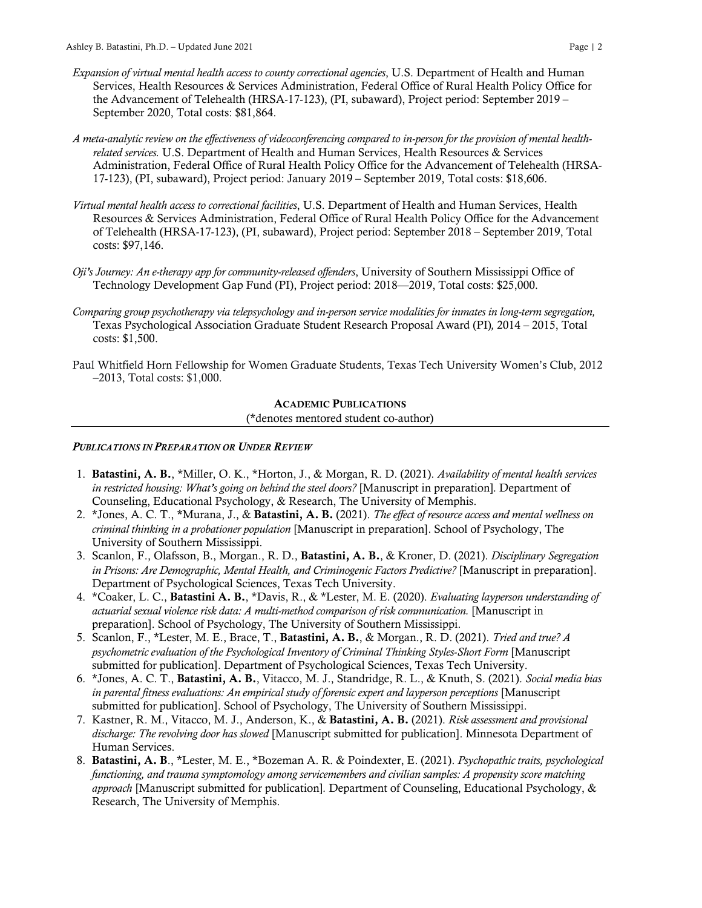*Expansion of virtual mental health access to county correctional agencies*, U.S. Department of Health and Human Services, Health Resources & Services Administration, Federal Office of Rural Health Policy Office for the Advancement of Telehealth (HRSA-17-123), (PI, subaward), Project period: September 2019 – September 2020, Total costs: $81,864.

*A meta-analytic review on the effectiveness of videoconferencing compared to in-person for the provision of mental health-related services.* U.S. Department of Health and Human Services, Health Resources & Services Administration, Federal Office of Rural Health Policy Office for the Advancement of Telehealth (HRSA-17-123), (PI, subaward), Project period: January 2019 – September 2019, Total costs: $18,606.

*Virtual mental health access to correctional facilities*, U.S. Department of Health and Human Services, Health Resources & Services Administration, Federal Office of Rural Health Policy Office for the Advancement of Telehealth (HRSA-17-123), (PI, subaward), Project period: September 2018 – September 2019, Total costs: $97,146.

*Oji's Journey: An e-therapy app for community-released offenders*, University of Southern Mississippi Office of Technology Development Gap Fund (PI), Project period: 2018—2019, Total costs: $25,000.

*Comparing group psychotherapy via telepsychology and in-person service modalities for inmates in long-term segregation,* Texas Psychological Association Graduate Student Research Proposal Award (PI)*,* 2014 – 2015, Total costs: $1,500.

Paul Whitfield Horn Fellowship for Women Graduate Students, Texas Tech University Women's Club, 2012 –2013, Total costs: $1,000.

## ACADEMIC PUBLICATIONS

(*denotes mentored student co-author)

### *PUBLICATIONS IN PREPARATION OR UNDER REVIEW*

1. **Batastini, A. B.**, *Miller, O. K., *Horton, J., & Morgan, R. D. (2021). *Availability of mental health services in restricted housing: What's going on behind the steel doors?* [Manuscript in preparation]. Department of Counseling, Educational Psychology, & Research, The University of Memphis.
2. *Jones, A. C. T., *Murana, J., & **Batastini, A. B.** (2021). *The effect of resource access and mental wellness on criminal thinking in a probationer population* [Manuscript in preparation]. School of Psychology, The University of Southern Mississippi.
3. Scanlon, F., Olafsson, B., Morgan., R. D., **Batastini, A. B.**, & Kroner, D. (2021). *Disciplinary Segregation in Prisons: Are Demographic, Mental Health, and Criminogenic Factors Predictive?* [Manuscript in preparation]. Department of Psychological Sciences, Texas Tech University.
4. *Coaker, L. C., **Batastini A. B.**, *Davis, R., & *Lester, M. E. (2020). *Evaluating layperson understanding of actuarial sexual violence risk data: A multi-method comparison of risk communication.* [Manuscript in preparation]. School of Psychology, The University of Southern Mississippi.
5. Scanlon, F., *Lester, M. E., Brace, T., **Batastini, A. B.**, & Morgan., R. D. (2021). *Tried and true? A psychometric evaluation of the Psychological Inventory of Criminal Thinking Styles-Short Form* [Manuscript submitted for publication]. Department of Psychological Sciences, Texas Tech University.
6. *Jones, A. C. T., **Batastini, A. B.**, Vitacco, M. J., Standridge, R. L., & Knuth, S. (2021). *Social media bias in parental fitness evaluations: An empirical study of forensic expert and layperson perceptions* [Manuscript submitted for publication]. School of Psychology, The University of Southern Mississippi.
7. Kastner, R. M., Vitacco, M. J., Anderson, K., & **Batastini, A. B.** (2021). *Risk assessment and provisional discharge: The revolving door has slowed* [Manuscript submitted for publication]. Minnesota Department of Human Services.
8. **Batastini, A. B**., *Lester, M. E., *Bozeman A. R. & Poindexter, E. (2021). *Psychopathic traits, psychological functioning, and trauma symptomology among servicemembers and civilian samples: A propensity score matching approach* [Manuscript submitted for publication]. Department of Counseling, Educational Psychology, & Research, The University of Memphis.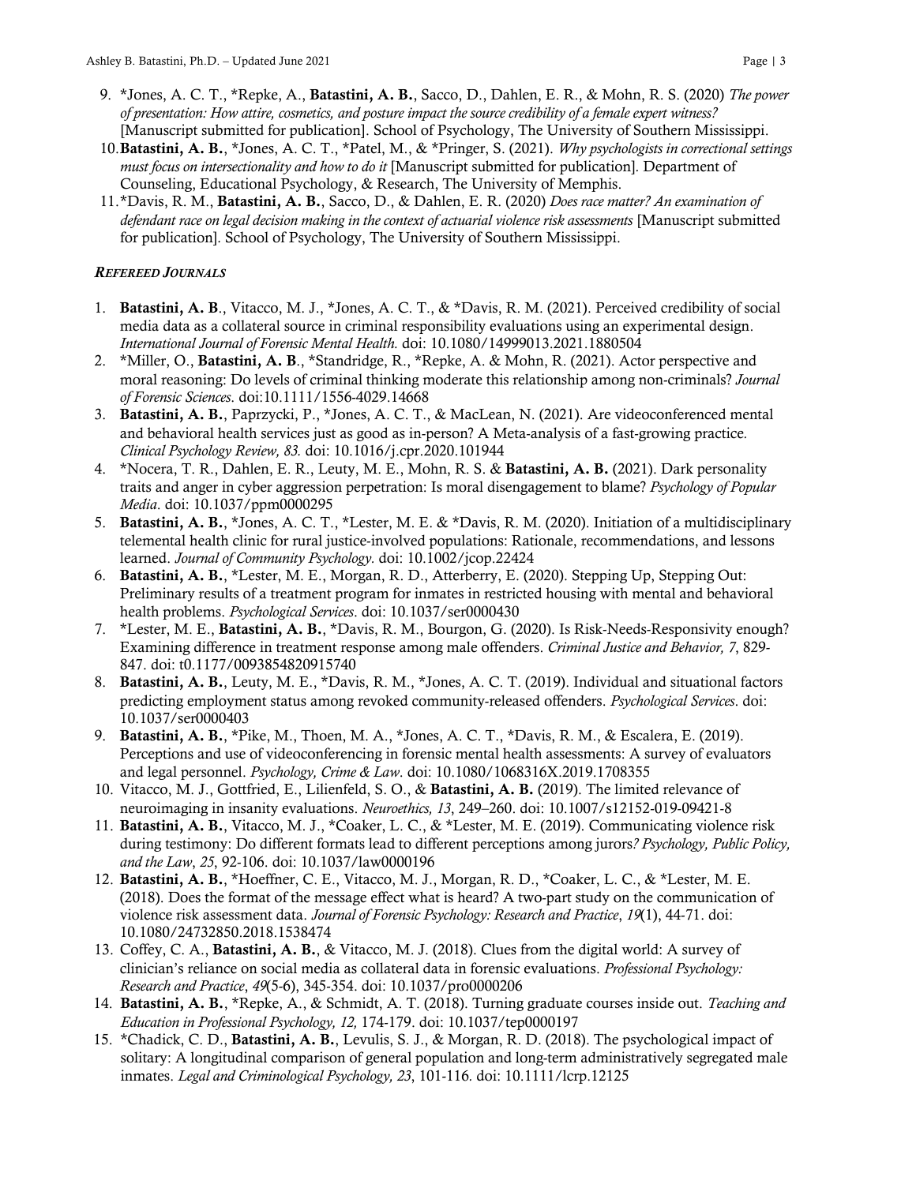9. *Jones, A. C. T., *Repke, A., **Batastini, A. B.**, Sacco, D., Dahlen, E. R., & Mohn, R. S. (2020) *The power of presentation: How attire, cosmetics, and posture impact the source credibility of a female expert witness?* [Manuscript submitted for publication]. School of Psychology, The University of Southern Mississippi.
10. **Batastini, A. B.**, *Jones, A. C. T., *Patel, M., & *Pringer, S. (2021). *Why psychologists in correctional settings must focus on intersectionality and how to do it* [Manuscript submitted for publication]. Department of Counseling, Educational Psychology, & Research, The University of Memphis.
11. *Davis, R. M., **Batastini, A. B.**, Sacco, D., & Dahlen, E. R. (2020) *Does race matter? An examination of defendant race on legal decision making in the context of actuarial violence risk assessments* [Manuscript submitted for publication]. School of Psychology, The University of Southern Mississippi.

***REFEREED JOURNALS***

1. **Batastini, A. B**., Vitacco, M. J., *Jones, A. C. T., & *Davis, R. M. (2021). Perceived credibility of social media data as a collateral source in criminal responsibility evaluations using an experimental design. *International Journal of Forensic Mental Health.* doi: 10.1080/14999013.2021.1880504
2. *Miller, O., **Batastini, A. B**., *Standridge, R., *Repke, A. & Mohn, R. (2021). Actor perspective and moral reasoning: Do levels of criminal thinking moderate this relationship among non-criminals? *Journal of Forensic Sciences*. doi:10.1111/1556-4029.14668
3. **Batastini, A. B.**, Paprzycki, P., *Jones, A. C. T., & MacLean, N. (2021). Are videoconferenced mental and behavioral health services just as good as in-person? A Meta-analysis of a fast-growing practice. *Clinical Psychology Review, 83.* doi: 10.1016/j.cpr.2020.101944
4. *Nocera, T. R., Dahlen, E. R., Leuty, M. E., Mohn, R. S. & **Batastini, A. B.** (2021). Dark personality traits and anger in cyber aggression perpetration: Is moral disengagement to blame? *Psychology of Popular Media*. doi: 10.1037/ppm0000295
5. **Batastini, A. B.**, *Jones, A. C. T., *Lester, M. E. & *Davis, R. M. (2020). Initiation of a multidisciplinary telemental health clinic for rural justice-involved populations: Rationale, recommendations, and lessons learned. *Journal of Community Psychology.* doi: 10.1002/jcop.22424
6. **Batastini, A. B.**, *Lester, M. E., Morgan, R. D., Atterberry, E. (2020). Stepping Up, Stepping Out: Preliminary results of a treatment program for inmates in restricted housing with mental and behavioral health problems. *Psychological Services*. doi: 10.1037/ser0000430
7. *Lester, M. E., **Batastini, A. B.**, *Davis, R. M., Bourgon, G. (2020). Is Risk-Needs-Responsivity enough? Examining difference in treatment response among male offenders. *Criminal Justice and Behavior, 7*, 829-847. doi: t0.1177/0093854820915740
8. **Batastini, A. B.**, Leuty, M. E., *Davis, R. M., *Jones, A. C. T. (2019). Individual and situational factors predicting employment status among revoked community-released offenders. *Psychological Services*. doi: 10.1037/ser0000403
9. **Batastini, A. B.**, *Pike, M., Thoen, M. A., *Jones, A. C. T., *Davis, R. M., & Escalera, E. (2019). Perceptions and use of videoconferencing in forensic mental health assessments: A survey of evaluators and legal personnel. *Psychology, Crime & Law*. doi: 10.1080/1068316X.2019.1708355
10. Vitacco, M. J., Gottfried, E., Lilienfeld, S. O., & **Batastini, A. B.** (2019). The limited relevance of neuroimaging in insanity evaluations. *Neuroethics, 13*, 249–260. doi: 10.1007/s12152-019-09421-8
11. **Batastini, A. B.**, Vitacco, M. J., *Coaker, L. C., & *Lester, M. E. (2019). Communicating violence risk during testimony: Do different formats lead to different perceptions among jurors*? Psychology, Public Policy, and the Law*, *25*, 92-106. doi: 10.1037/law0000196
12. **Batastini, A. B.**, *Hoeffner, C. E., Vitacco, M. J., Morgan, R. D., *Coaker, L. C., & *Lester, M. E. (2018). Does the format of the message effect what is heard? A two-part study on the communication of violence risk assessment data. *Journal of Forensic Psychology: Research and Practice*, *19*(1), 44-71. doi: 10.1080/24732850.2018.1538474
13. Coffey, C. A., **Batastini, A. B.**, & Vitacco, M. J. (2018). Clues from the digital world: A survey of clinician's reliance on social media as collateral data in forensic evaluations. *Professional Psychology: Research and Practice*, *49*(5-6), 345-354. doi: 10.1037/pro0000206
14. **Batastini, A. B.**, *Repke, A., & Schmidt, A. T. (2018). Turning graduate courses inside out. *Teaching and Education in Professional Psychology, 12,* 174-179. doi: 10.1037/tep0000197
15. *Chadick, C. D., **Batastini, A. B.**, Levulis, S. J., & Morgan, R. D. (2018). The psychological impact of solitary: A longitudinal comparison of general population and long-term administratively segregated male inmates. *Legal and Criminological Psychology, 23*, 101-116. doi: 10.1111/lcrp.12125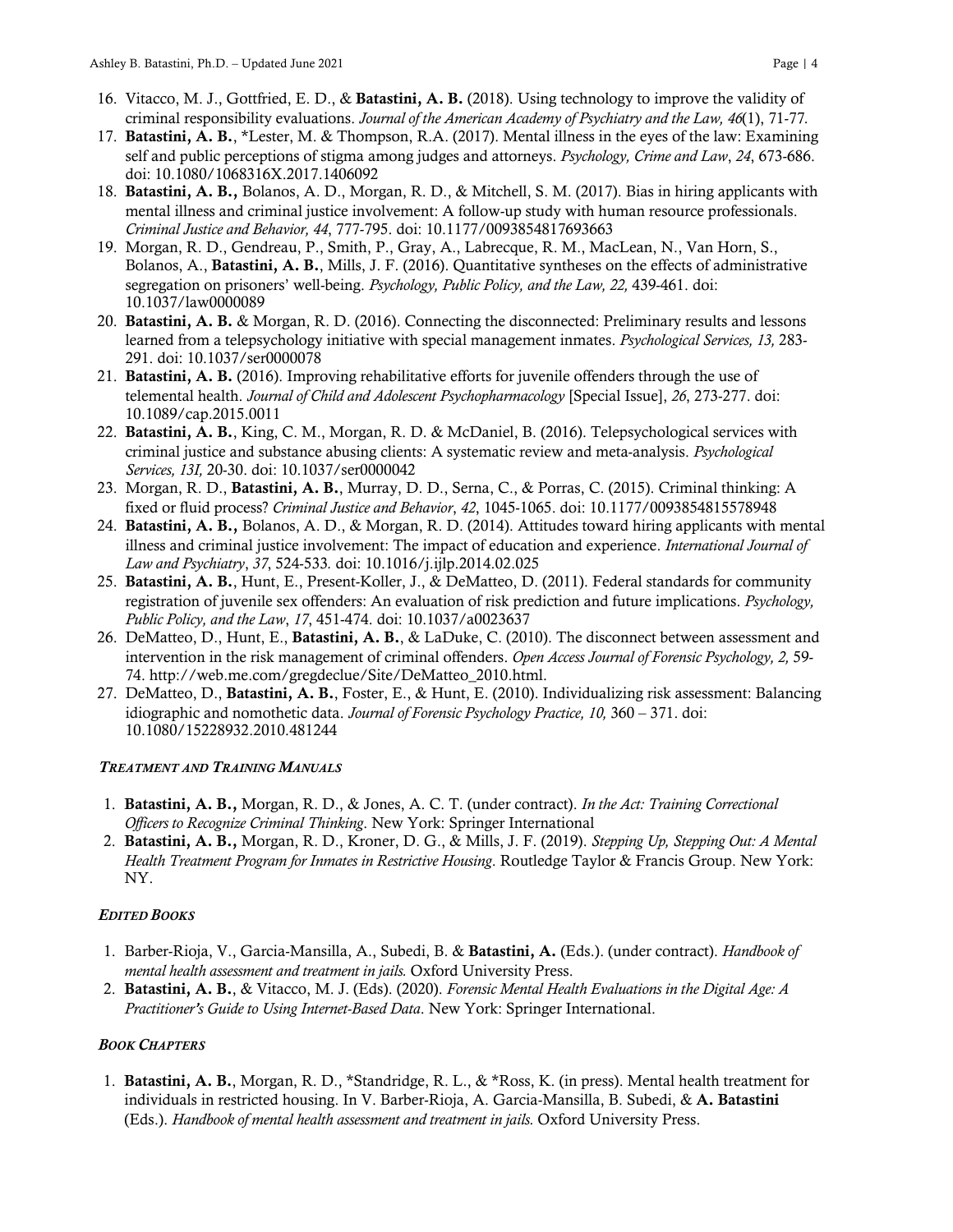16. Vitacco, M. J., Gottfried, E. D., & **Batastini, A. B.** (2018). Using technology to improve the validity of criminal responsibility evaluations. *Journal of the American Academy of Psychiatry and the Law, 46*(1), 71-77.
17. **Batastini, A. B.**, *Lester, M. & Thompson, R.A. (2017). Mental illness in the eyes of the law: Examining self and public perceptions of stigma among judges and attorneys. *Psychology, Crime and Law*, *24*, 673-686. doi: 10.1080/1068316X.2017.1406092
18. **Batastini, A. B.,** Bolanos, A. D., Morgan, R. D., & Mitchell, S. M. (2017). Bias in hiring applicants with mental illness and criminal justice involvement: A follow-up study with human resource professionals. *Criminal Justice and Behavior, 44*, 777-795. doi: 10.1177/0093854817693663
19. Morgan, R. D., Gendreau, P., Smith, P., Gray, A., Labrecque, R. M., MacLean, N., Van Horn, S., Bolanos, A., **Batastini, A. B.**, Mills, J. F. (2016). Quantitative syntheses on the effects of administrative segregation on prisoners' well-being. *Psychology, Public Policy, and the Law, 22,* 439-461. doi: 10.1037/law0000089
20. **Batastini, A. B.** & Morgan, R. D. (2016). Connecting the disconnected: Preliminary results and lessons learned from a telepsychology initiative with special management inmates. *Psychological Services, 13,* 283-291. doi: 10.1037/ser0000078
21. **Batastini, A. B.** (2016). Improving rehabilitative efforts for juvenile offenders through the use of telemental health. *Journal of Child and Adolescent Psychopharmacology* [Special Issue], *26*, 273-277. doi: 10.1089/cap.2015.0011
22. **Batastini, A. B.**, King, C. M., Morgan, R. D. & McDaniel, B. (2016). Telepsychological services with criminal justice and substance abusing clients: A systematic review and meta-analysis. *Psychological Services, 13I,* 20-30. doi: 10.1037/ser0000042
23. Morgan, R. D., **Batastini, A. B.**, Murray, D. D., Serna, C., & Porras, C. (2015). Criminal thinking: A fixed or fluid process? *Criminal Justice and Behavior*, *42*, 1045-1065. doi: 10.1177/0093854815578948
24. **Batastini, A. B.,** Bolanos, A. D., & Morgan, R. D. (2014). Attitudes toward hiring applicants with mental illness and criminal justice involvement: The impact of education and experience. *International Journal of Law and Psychiatry*, *37*, 524-533. doi: 10.1016/j.ijlp.2014.02.025
25. **Batastini, A. B.**, Hunt, E., Present-Koller, J., & DeMatteo, D. (2011). Federal standards for community registration of juvenile sex offenders: An evaluation of risk prediction and future implications. *Psychology, Public Policy, and the Law*, *17*, 451-474. doi: 10.1037/a0023637
26. DeMatteo, D., Hunt, E., **Batastini, A. B.**, & LaDuke, C. (2010). The disconnect between assessment and intervention in the risk management of criminal offenders. *Open Access Journal of Forensic Psychology, 2,* 59-74. http://web.me.com/gregdeclue/Site/DeMatteo_2010.html.
27. DeMatteo, D., **Batastini, A. B.**, Foster, E., & Hunt, E. (2010). Individualizing risk assessment: Balancing idiographic and nomothetic data. *Journal of Forensic Psychology Practice, 10,* 360 – 371. doi: 10.1080/15228932.2010.481244

### *Treatment and Training Manuals*

1. **Batastini, A. B.,** Morgan, R. D., & Jones, A. C. T. (under contract). *In the Act: Training Correctional Officers to Recognize Criminal Thinking*. New York: Springer International
2. **Batastini, A. B.,** Morgan, R. D., Kroner, D. G., & Mills, J. F. (2019). *Stepping Up, Stepping Out: A Mental Health Treatment Program for Inmates in Restrictive Housing*. Routledge Taylor & Francis Group. New York: NY.

### *Edited Books*

1. Barber-Rioja, V., Garcia-Mansilla, A., Subedi, B. & **Batastini, A.** (Eds.). (under contract). *Handbook of mental health assessment and treatment in jails.* Oxford University Press.
2. **Batastini, A. B.**, & Vitacco, M. J. (Eds). (2020). *Forensic Mental Health Evaluations in the Digital Age: A Practitioner's Guide to Using Internet-Based Data*. New York: Springer International.

### *Book Chapters*

1. **Batastini, A. B.**, Morgan, R. D., *Standridge, R. L., & *Ross, K. (in press). Mental health treatment for individuals in restricted housing. In V. Barber-Rioja, A. Garcia-Mansilla, B. Subedi, & **A. Batastini** (Eds.). *Handbook of mental health assessment and treatment in jails.* Oxford University Press.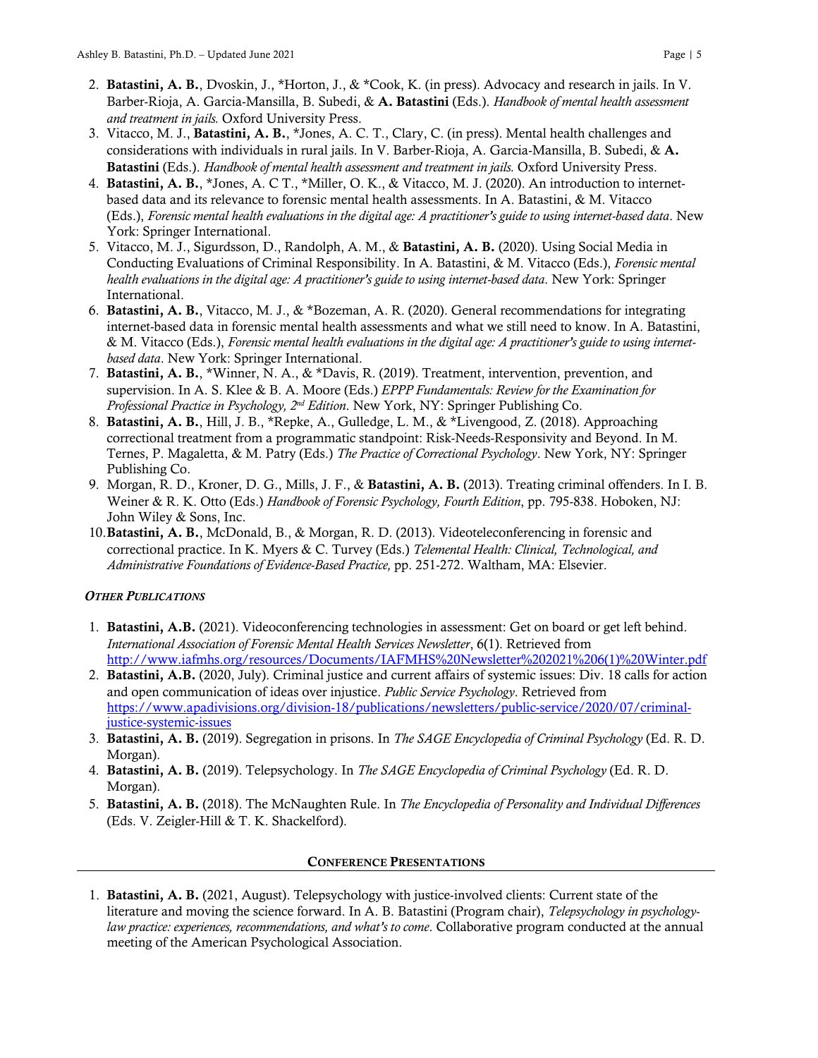2. **Batastini, A. B.**, Dvoskin, J., *Horton, J., & *Cook, K. (in press). Advocacy and research in jails. In V. Barber-Rioja, A. Garcia-Mansilla, B. Subedi, & **A. Batastini** (Eds.). *Handbook of mental health assessment and treatment in jails.* Oxford University Press.
3. Vitacco, M. J., **Batastini, A. B.**, *Jones, A. C. T., Clary, C. (in press). Mental health challenges and considerations with individuals in rural jails. In V. Barber-Rioja, A. Garcia-Mansilla, B. Subedi, & **A. Batastini** (Eds.). *Handbook of mental health assessment and treatment in jails.* Oxford University Press.
4. **Batastini, A. B.**, *Jones, A. C T., *Miller, O. K., & Vitacco, M. J. (2020). An introduction to internet-based data and its relevance to forensic mental health assessments. In A. Batastini, & M. Vitacco (Eds.), *Forensic mental health evaluations in the digital age: A practitioner's guide to using internet-based data*. New York: Springer International.
5. Vitacco, M. J., Sigurdsson, D., Randolph, A. M., & **Batastini, A. B.** (2020). Using Social Media in Conducting Evaluations of Criminal Responsibility. In A. Batastini, & M. Vitacco (Eds.), *Forensic mental health evaluations in the digital age: A practitioner's guide to using internet-based data*. New York: Springer International.
6. **Batastini, A. B.**, Vitacco, M. J., & *Bozeman, A. R. (2020). General recommendations for integrating internet-based data in forensic mental health assessments and what we still need to know. In A. Batastini, & M. Vitacco (Eds.), *Forensic mental health evaluations in the digital age: A practitioner's guide to using internet-based data*. New York: Springer International.
7. **Batastini, A. B.**, *Winner, N. A., & *Davis, R. (2019). Treatment, intervention, prevention, and supervision. In A. S. Klee & B. A. Moore (Eds.) *EPPP Fundamentals: Review for the Examination for Professional Practice in Psychology, 2nd Edition*. New York, NY: Springer Publishing Co.
8. **Batastini, A. B.**, Hill, J. B., *Repke, A., Gulledge, L. M., & *Livengood, Z. (2018). Approaching correctional treatment from a programmatic standpoint: Risk-Needs-Responsivity and Beyond. In M. Ternes, P. Magaletta, & M. Patry (Eds.) *The Practice of Correctional Psychology*. New York, NY: Springer Publishing Co.
9. Morgan, R. D., Kroner, D. G., Mills, J. F., & **Batastini, A. B.** (2013). Treating criminal offenders. In I. B. Weiner & R. K. Otto (Eds.) *Handbook of Forensic Psychology, Fourth Edition*, pp. 795-838. Hoboken, NJ: John Wiley & Sons, Inc.
10. **Batastini, A. B.**, McDonald, B., & Morgan, R. D. (2013). Videoteleconferencing in forensic and correctional practice. In K. Myers & C. Turvey (Eds.) *Telemental Health: Clinical, Technological, and Administrative Foundations of Evidence-Based Practice,* pp. 251-272. Waltham, MA: Elsevier.

***Other Publications***

1. **Batastini, A.B.** (2021). Videoconferencing technologies in assessment: Get on board or get left behind. *International Association of Forensic Mental Health Services Newsletter*, 6(1). Retrieved from http://www.iafmhs.org/resources/Documents/IAFMHS%20Newsletter%202021%206(1)%20Winter.pdf
2. **Batastini, A.B.** (2020, July). Criminal justice and current affairs of systemic issues: Div. 18 calls for action and open communication of ideas over injustice. *Public Service Psychology*. Retrieved from https://www.apadivisions.org/division-18/publications/newsletters/public-service/2020/07/criminal-justice-systemic-issues
3. **Batastini, A. B.** (2019). Segregation in prisons. In *The SAGE Encyclopedia of Criminal Psychology* (Ed. R. D. Morgan).
4. **Batastini, A. B.** (2019). Telepsychology. In *The SAGE Encyclopedia of Criminal Psychology* (Ed. R. D. Morgan).
5. **Batastini, A. B.** (2018). The McNaughten Rule. In *The Encyclopedia of Personality and Individual Differences* (Eds. V. Zeigler-Hill & T. K. Shackelford).

## Conference Presentations

1. **Batastini, A. B.** (2021, August). Telepsychology with justice-involved clients: Current state of the literature and moving the science forward. In A. B. Batastini (Program chair), *Telepsychology in psychology-law practice: experiences, recommendations, and what's to come*. Collaborative program conducted at the annual meeting of the American Psychological Association.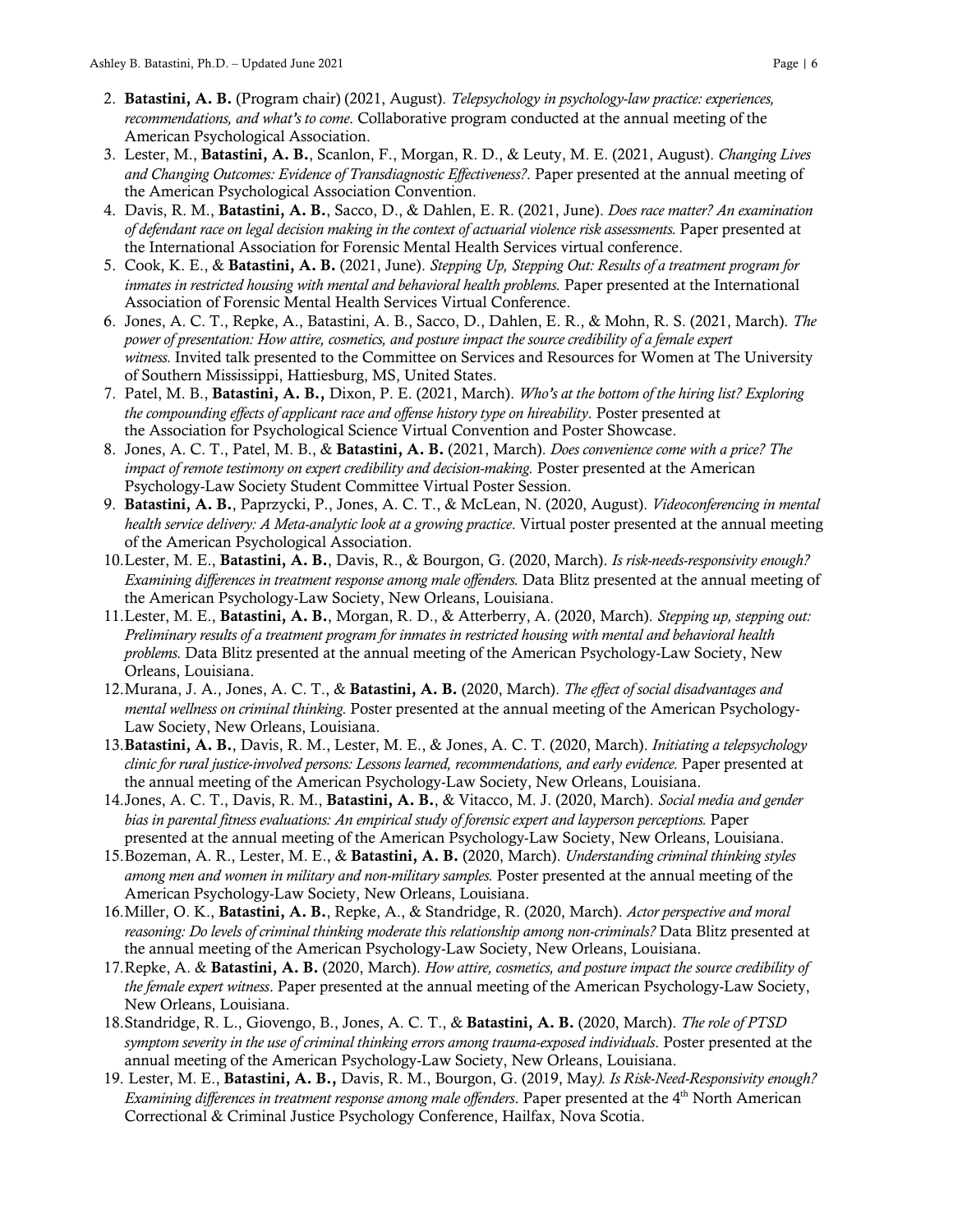2. **Batastini, A. B.** (Program chair) (2021, August). *Telepsychology in psychology-law practice: experiences, recommendations, and what's to come*. Collaborative program conducted at the annual meeting of the American Psychological Association.
3. Lester, M., **Batastini, A. B.**, Scanlon, F., Morgan, R. D., & Leuty, M. E. (2021, August). *Changing Lives and Changing Outcomes: Evidence of Transdiagnostic Effectiveness?*. Paper presented at the annual meeting of the American Psychological Association Convention.
4. Davis, R. M., **Batastini, A. B.**, Sacco, D., & Dahlen, E. R. (2021, June). *Does race matter? An examination of defendant race on legal decision making in the context of actuarial violence risk assessments.* Paper presented at the International Association for Forensic Mental Health Services virtual conference.
5. Cook, K. E., & **Batastini, A. B.** (2021, June). *Stepping Up, Stepping Out: Results of a treatment program for inmates in restricted housing with mental and behavioral health problems.* Paper presented at the International Association of Forensic Mental Health Services Virtual Conference.
6. Jones, A. C. T., Repke, A., Batastini, A. B., Sacco, D., Dahlen, E. R., & Mohn, R. S. (2021, March). *The power of presentation: How attire, cosmetics, and posture impact the source credibility of a female expert witness.* Invited talk presented to the Committee on Services and Resources for Women at The University of Southern Mississippi, Hattiesburg, MS, United States.
7. Patel, M. B., **Batastini, A. B.,** Dixon, P. E. (2021, March). *Who's at the bottom of the hiring list? Exploring the compounding effects of applicant race and offense history type on hireability*. Poster presented at the Association for Psychological Science Virtual Convention and Poster Showcase.
8. Jones, A. C. T., Patel, M. B., & **Batastini, A. B.** (2021, March). *Does convenience come with a price? The impact of remote testimony on expert credibility and decision-making.* Poster presented at the American Psychology-Law Society Student Committee Virtual Poster Session.
9. **Batastini, A. B.**, Paprzycki, P., Jones, A. C. T., & McLean, N. (2020, August). *Videoconferencing in mental health service delivery: A Meta-analytic look at a growing practice*. Virtual poster presented at the annual meeting of the American Psychological Association.
10. Lester, M. E., **Batastini, A. B.**, Davis, R., & Bourgon, G. (2020, March). *Is risk-needs-responsivity enough? Examining differences in treatment response among male offenders.* Data Blitz presented at the annual meeting of the American Psychology-Law Society, New Orleans, Louisiana.
11. Lester, M. E., **Batastini, A. B.**, Morgan, R. D., & Atterberry, A. (2020, March). *Stepping up, stepping out: Preliminary results of a treatment program for inmates in restricted housing with mental and behavioral health problems.* Data Blitz presented at the annual meeting of the American Psychology-Law Society, New Orleans, Louisiana.
12. Murana, J. A., Jones, A. C. T., & **Batastini, A. B.** (2020, March). *The effect of social disadvantages and mental wellness on criminal thinking.* Poster presented at the annual meeting of the American Psychology-Law Society, New Orleans, Louisiana.
13. **Batastini, A. B.**, Davis, R. M., Lester, M. E., & Jones, A. C. T. (2020, March). *Initiating a telepsychology clinic for rural justice-involved persons: Lessons learned, recommendations, and early evidence.* Paper presented at the annual meeting of the American Psychology-Law Society, New Orleans, Louisiana.
14. Jones, A. C. T., Davis, R. M., **Batastini, A. B.**, & Vitacco, M. J. (2020, March). *Social media and gender bias in parental fitness evaluations: An empirical study of forensic expert and layperson perceptions.* Paper presented at the annual meeting of the American Psychology-Law Society, New Orleans, Louisiana.
15. Bozeman, A. R., Lester, M. E., & **Batastini, A. B.** (2020, March). *Understanding criminal thinking styles among men and women in military and non-military samples.* Poster presented at the annual meeting of the American Psychology-Law Society, New Orleans, Louisiana.
16. Miller, O. K., **Batastini, A. B.**, Repke, A., & Standridge, R. (2020, March). *Actor perspective and moral reasoning: Do levels of criminal thinking moderate this relationship among non-criminals?* Data Blitz presented at the annual meeting of the American Psychology-Law Society, New Orleans, Louisiana.
17. Repke, A. & **Batastini, A. B.** (2020, March). *How attire, cosmetics, and posture impact the source credibility of the female expert witness*. Paper presented at the annual meeting of the American Psychology-Law Society, New Orleans, Louisiana.
18. Standridge, R. L., Giovengo, B., Jones, A. C. T., & **Batastini, A. B.** (2020, March). *The role of PTSD symptom severity in the use of criminal thinking errors among trauma-exposed individuals*. Poster presented at the annual meeting of the American Psychology-Law Society, New Orleans, Louisiana.
19. Lester, M. E., **Batastini, A. B.,** Davis, R. M., Bourgon, G. (2019, May*). Is Risk-Need-Responsivity enough? Examining differences in treatment response among male offenders*. Paper presented at the 4th North American Correctional & Criminal Justice Psychology Conference, Hailfax, Nova Scotia.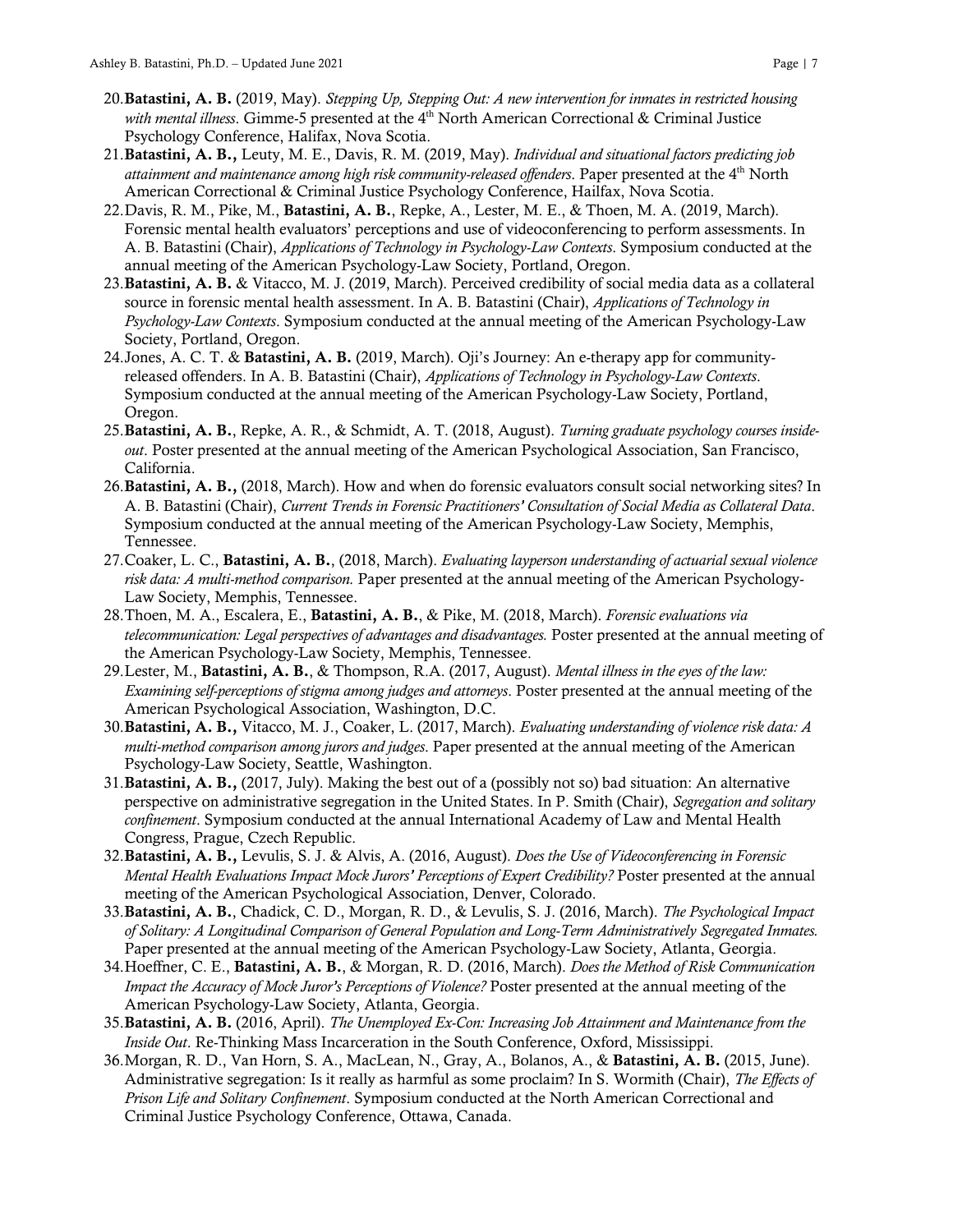20. **Batastini, A. B.** (2019, May). *Stepping Up, Stepping Out: A new intervention for inmates in restricted housing with mental illness*. Gimme-5 presented at the 4th North American Correctional & Criminal Justice Psychology Conference, Halifax, Nova Scotia.
21. **Batastini, A. B.,** Leuty, M. E., Davis, R. M. (2019, May). *Individual and situational factors predicting job attainment and maintenance among high risk community-released offenders*. Paper presented at the 4th North American Correctional & Criminal Justice Psychology Conference, Hailfax, Nova Scotia.
22. Davis, R. M., Pike, M., **Batastini, A. B.**, Repke, A., Lester, M. E., & Thoen, M. A. (2019, March). Forensic mental health evaluators' perceptions and use of videoconferencing to perform assessments. In A. B. Batastini (Chair), *Applications of Technology in Psychology-Law Contexts*. Symposium conducted at the annual meeting of the American Psychology-Law Society, Portland, Oregon.
23. **Batastini, A. B.** & Vitacco, M. J. (2019, March). Perceived credibility of social media data as a collateral source in forensic mental health assessment. In A. B. Batastini (Chair), *Applications of Technology in Psychology-Law Contexts*. Symposium conducted at the annual meeting of the American Psychology-Law Society, Portland, Oregon.
24. Jones, A. C. T. & **Batastini, A. B.** (2019, March). Oji's Journey: An e-therapy app for community-released offenders. In A. B. Batastini (Chair), *Applications of Technology in Psychology-Law Contexts*. Symposium conducted at the annual meeting of the American Psychology-Law Society, Portland, Oregon.
25. **Batastini, A. B.**, Repke, A. R., & Schmidt, A. T. (2018, August). *Turning graduate psychology courses inside-out*. Poster presented at the annual meeting of the American Psychological Association, San Francisco, California.
26. **Batastini, A. B.,** (2018, March). How and when do forensic evaluators consult social networking sites? In A. B. Batastini (Chair), *Current Trends in Forensic Practitioners' Consultation of Social Media as Collateral Data*. Symposium conducted at the annual meeting of the American Psychology-Law Society, Memphis, Tennessee.
27. Coaker, L. C., **Batastini, A. B.**, (2018, March). *Evaluating layperson understanding of actuarial sexual violence risk data: A multi-method comparison.* Paper presented at the annual meeting of the American Psychology-Law Society, Memphis, Tennessee.
28. Thoen, M. A., Escalera, E., **Batastini, A. B.**, & Pike, M. (2018, March). *Forensic evaluations via telecommunication: Legal perspectives of advantages and disadvantages.* Poster presented at the annual meeting of the American Psychology-Law Society, Memphis, Tennessee.
29. Lester, M., **Batastini, A. B.**, & Thompson, R.A. (2017, August). *Mental illness in the eyes of the law: Examining self-perceptions of stigma among judges and attorneys*. Poster presented at the annual meeting of the American Psychological Association, Washington, D.C.
30. **Batastini, A. B.,** Vitacco, M. J., Coaker, L. (2017, March). *Evaluating understanding of violence risk data: A multi-method comparison among jurors and judges*. Paper presented at the annual meeting of the American Psychology-Law Society, Seattle, Washington.
31. **Batastini, A. B.,** (2017, July). Making the best out of a (possibly not so) bad situation: An alternative perspective on administrative segregation in the United States. In P. Smith (Chair), *Segregation and solitary confinement*. Symposium conducted at the annual International Academy of Law and Mental Health Congress, Prague, Czech Republic.
32. **Batastini, A. B.,** Levulis, S. J. & Alvis, A. (2016, August). *Does the Use of Videoconferencing in Forensic Mental Health Evaluations Impact Mock Jurors' Perceptions of Expert Credibility?* Poster presented at the annual meeting of the American Psychological Association, Denver, Colorado.
33. **Batastini, A. B.**, Chadick, C. D., Morgan, R. D., & Levulis, S. J. (2016, March). *The Psychological Impact of Solitary: A Longitudinal Comparison of General Population and Long-Term Administratively Segregated Inmates.* Paper presented at the annual meeting of the American Psychology-Law Society, Atlanta, Georgia.
34. Hoeffner, C. E., **Batastini, A. B.**, & Morgan, R. D. (2016, March). *Does the Method of Risk Communication Impact the Accuracy of Mock Juror's Perceptions of Violence?* Poster presented at the annual meeting of the American Psychology-Law Society, Atlanta, Georgia.
35. **Batastini, A. B.** (2016, April). *The Unemployed Ex-Con: Increasing Job Attainment and Maintenance from the Inside Out*. Re-Thinking Mass Incarceration in the South Conference, Oxford, Mississippi.
36. Morgan, R. D., Van Horn, S. A., MacLean, N., Gray, A., Bolanos, A., & **Batastini, A. B.** (2015, June). Administrative segregation: Is it really as harmful as some proclaim? In S. Wormith (Chair), *The Effects of Prison Life and Solitary Confinement*. Symposium conducted at the North American Correctional and Criminal Justice Psychology Conference, Ottawa, Canada.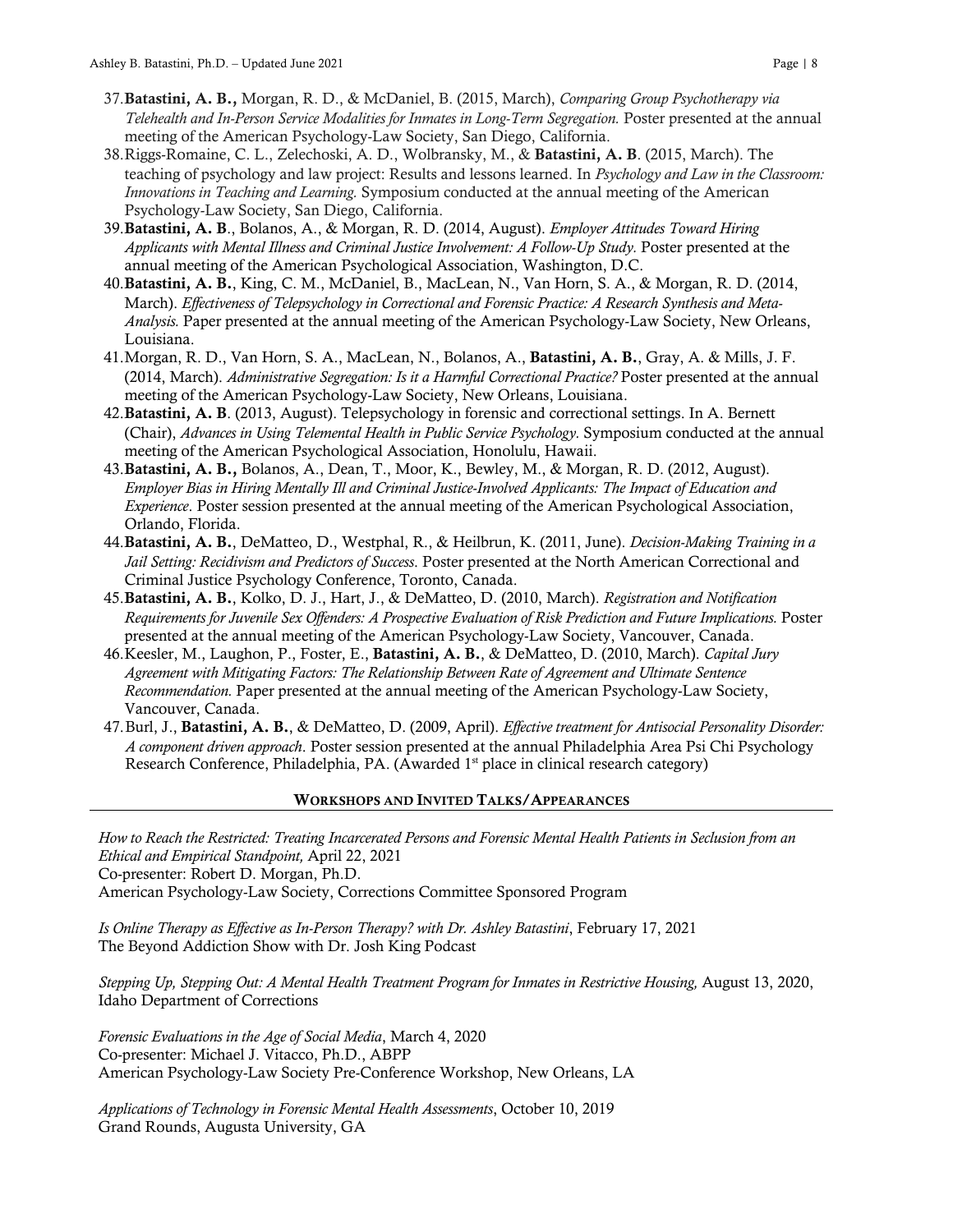37. **Batastini, A. B.,** Morgan, R. D., & McDaniel, B. (2015, March), *Comparing Group Psychotherapy via Telehealth and In-Person Service Modalities for Inmates in Long-Term Segregation.* Poster presented at the annual meeting of the American Psychology-Law Society, San Diego, California.
38. Riggs-Romaine, C. L., Zelechoski, A. D., Wolbransky, M., & **Batastini, A. B**. (2015, March). The teaching of psychology and law project: Results and lessons learned. In *Psychology and Law in the Classroom: Innovations in Teaching and Learning.* Symposium conducted at the annual meeting of the American Psychology-Law Society, San Diego, California.
39. **Batastini, A. B**., Bolanos, A., & Morgan, R. D. (2014, August). *Employer Attitudes Toward Hiring Applicants with Mental Illness and Criminal Justice Involvement: A Follow-Up Study.* Poster presented at the annual meeting of the American Psychological Association, Washington, D.C.
40. **Batastini, A. B.**, King, C. M., McDaniel, B., MacLean, N., Van Horn, S. A., & Morgan, R. D. (2014, March). *Effectiveness of Telepsychology in Correctional and Forensic Practice: A Research Synthesis and Meta-Analysis.* Paper presented at the annual meeting of the American Psychology-Law Society, New Orleans, Louisiana.
41. Morgan, R. D., Van Horn, S. A., MacLean, N., Bolanos, A., **Batastini, A. B.**, Gray, A. & Mills, J. F. (2014, March). *Administrative Segregation: Is it a Harmful Correctional Practice?* Poster presented at the annual meeting of the American Psychology-Law Society, New Orleans, Louisiana.
42. **Batastini, A. B**. (2013, August). Telepsychology in forensic and correctional settings. In A. Bernett (Chair), *Advances in Using Telemental Health in Public Service Psychology.* Symposium conducted at the annual meeting of the American Psychological Association, Honolulu, Hawaii.
43. **Batastini, A. B.,** Bolanos, A., Dean, T., Moor, K., Bewley, M., & Morgan, R. D. (2012, August). *Employer Bias in Hiring Mentally Ill and Criminal Justice-Involved Applicants: The Impact of Education and Experience*. Poster session presented at the annual meeting of the American Psychological Association, Orlando, Florida.
44. **Batastini, A. B.**, DeMatteo, D., Westphal, R., & Heilbrun, K. (2011, June). *Decision-Making Training in a Jail Setting: Recidivism and Predictors of Success.* Poster presented at the North American Correctional and Criminal Justice Psychology Conference, Toronto, Canada.
45. **Batastini, A. B.**, Kolko, D. J., Hart, J., & DeMatteo, D. (2010, March). *Registration and Notification Requirements for Juvenile Sex Offenders: A Prospective Evaluation of Risk Prediction and Future Implications.* Poster presented at the annual meeting of the American Psychology-Law Society, Vancouver, Canada.
46. Keesler, M., Laughon, P., Foster, E., **Batastini, A. B.**, & DeMatteo, D. (2010, March). *Capital Jury Agreement with Mitigating Factors: The Relationship Between Rate of Agreement and Ultimate Sentence Recommendation.* Paper presented at the annual meeting of the American Psychology-Law Society, Vancouver, Canada.
47. Burl, J., **Batastini, A. B.**, & DeMatteo, D. (2009, April). *Effective treatment for Antisocial Personality Disorder: A component driven approach.* Poster session presented at the annual Philadelphia Area Psi Chi Psychology Research Conference, Philadelphia, PA. (Awarded 1st place in clinical research category)

## WORKSHOPS AND INVITED TALKS/APPEARANCES

*How to Reach the Restricted: Treating Incarcerated Persons and Forensic Mental Health Patients in Seclusion from an Ethical and Empirical Standpoint,* April 22, 2021
Co-presenter: Robert D. Morgan, Ph.D.
American Psychology-Law Society, Corrections Committee Sponsored Program

*Is Online Therapy as Effective as In-Person Therapy? with Dr. Ashley Batastini*, February 17, 2021
The Beyond Addiction Show with Dr. Josh King Podcast

*Stepping Up, Stepping Out: A Mental Health Treatment Program for Inmates in Restrictive Housing,* August 13, 2020, Idaho Department of Corrections

*Forensic Evaluations in the Age of Social Media*, March 4, 2020
Co-presenter: Michael J. Vitacco, Ph.D., ABPP
American Psychology-Law Society Pre-Conference Workshop, New Orleans, LA

*Applications of Technology in Forensic Mental Health Assessments*, October 10, 2019
Grand Rounds, Augusta University, GA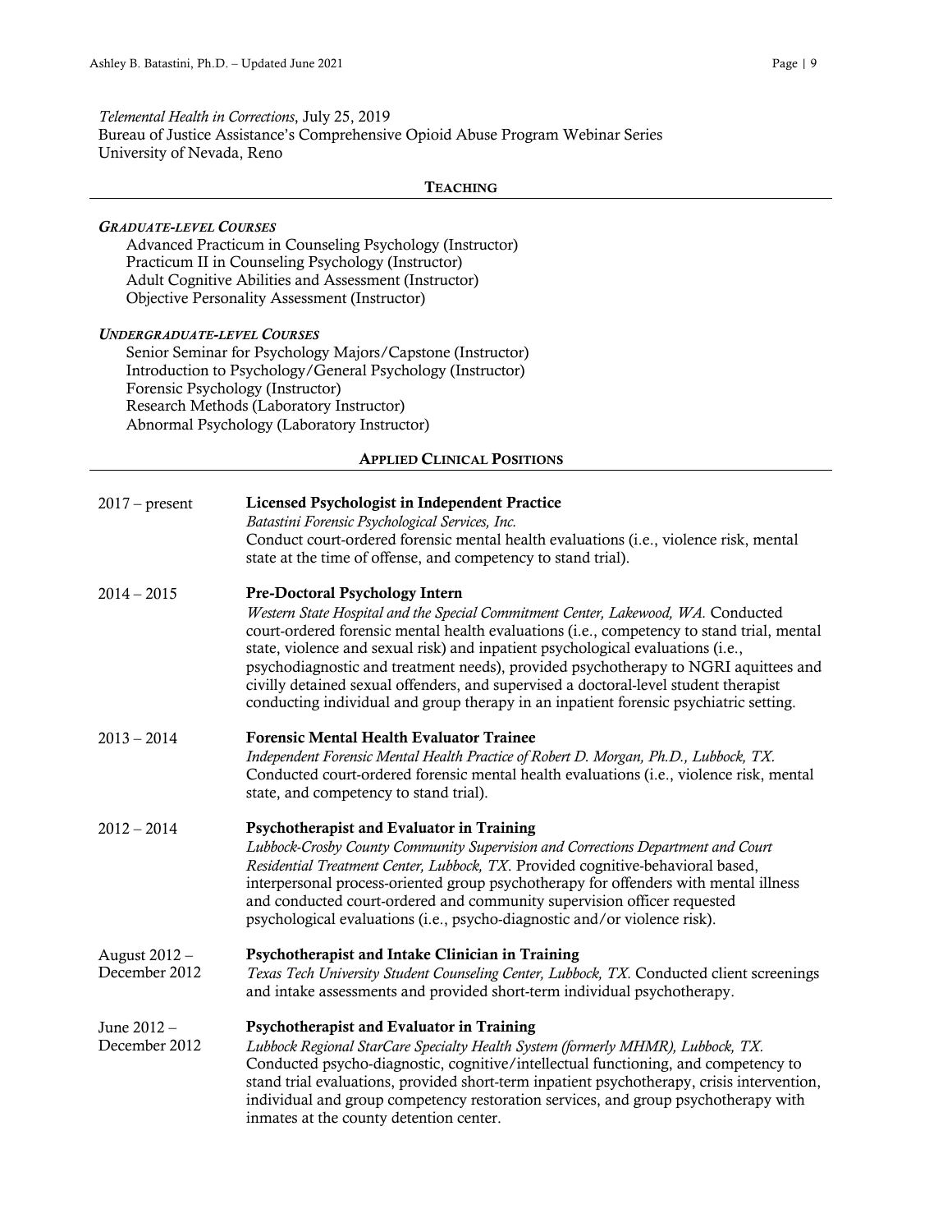*Telemental Health in Corrections*, July 25, 2019
Bureau of Justice Assistance's Comprehensive Opioid Abuse Program Webinar Series
University of Nevada, Reno

## TEACHING

***GRADUATE-LEVEL COURSES***

- Advanced Practicum in Counseling Psychology (Instructor)
- Practicum II in Counseling Psychology (Instructor)
- Adult Cognitive Abilities and Assessment (Instructor)
- Objective Personality Assessment (Instructor)

***UNDERGRADUATE-LEVEL COURSES***

- Senior Seminar for Psychology Majors/Capstone (Instructor)
- Introduction to Psychology/General Psychology (Instructor)
- Forensic Psychology (Instructor)
- Research Methods (Laboratory Instructor)
- Abnormal Psychology (Laboratory Instructor)

## APPLIED CLINICAL POSITIONS

2017 – present
**Licensed Psychologist in Independent Practice**
*Batastini Forensic Psychological Services, Inc.*
Conduct court-ordered forensic mental health evaluations (i.e., violence risk, mental state at the time of offense, and competency to stand trial).

2014 – 2015
**Pre-Doctoral Psychology Intern**
*Western State Hospital and the Special Commitment Center, Lakewood, WA.* Conducted court-ordered forensic mental health evaluations (i.e., competency to stand trial, mental state, violence and sexual risk) and inpatient psychological evaluations (i.e., psychodiagnostic and treatment needs), provided psychotherapy to NGRI aquittees and civilly detained sexual offenders, and supervised a doctoral-level student therapist conducting individual and group therapy in an inpatient forensic psychiatric setting.

2013 – 2014
**Forensic Mental Health Evaluator Trainee**
*Independent Forensic Mental Health Practice of Robert D. Morgan, Ph.D., Lubbock, TX.* Conducted court-ordered forensic mental health evaluations (i.e., violence risk, mental state, and competency to stand trial).

2012 – 2014
**Psychotherapist and Evaluator in Training**
*Lubbock-Crosby County Community Supervision and Corrections Department and Court Residential Treatment Center, Lubbock, TX.* Provided cognitive-behavioral based, interpersonal process-oriented group psychotherapy for offenders with mental illness and conducted court-ordered and community supervision officer requested psychological evaluations (i.e., psycho-diagnostic and/or violence risk).

August 2012 – December 2012
**Psychotherapist and Intake Clinician in Training**
*Texas Tech University Student Counseling Center, Lubbock, TX.* Conducted client screenings and intake assessments and provided short-term individual psychotherapy.

June 2012 – December 2012
**Psychotherapist and Evaluator in Training**
*Lubbock Regional StarCare Specialty Health System (formerly MHMR), Lubbock, TX.* Conducted psycho-diagnostic, cognitive/intellectual functioning, and competency to stand trial evaluations, provided short-term inpatient psychotherapy, crisis intervention, individual and group competency restoration services, and group psychotherapy with inmates at the county detention center.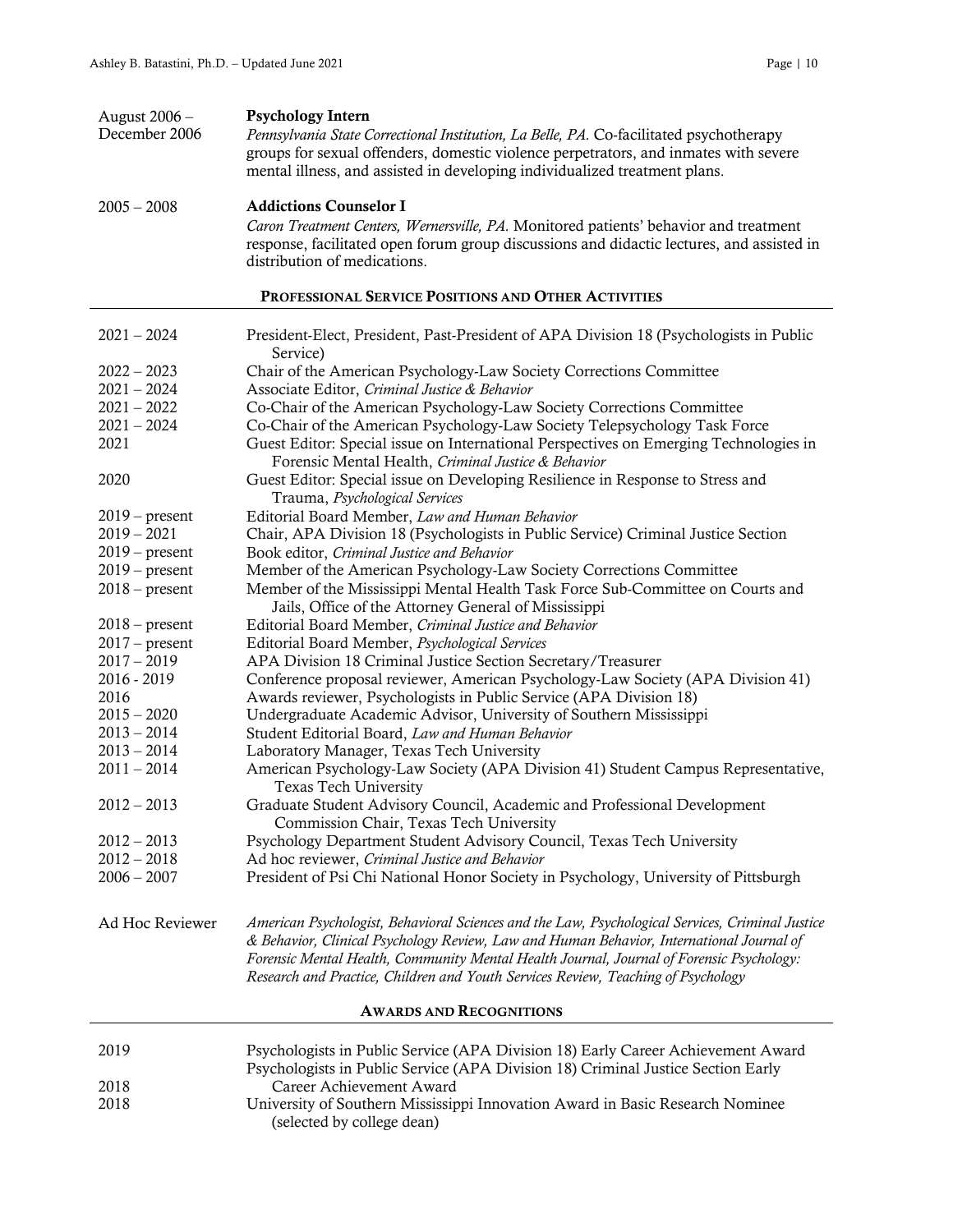August 2006 – December 2006 **Psychology Intern**
*Pennsylvania State Correctional Institution, La Belle, PA.* Co-facilitated psychotherapy groups for sexual offenders, domestic violence perpetrators, and inmates with severe mental illness, and assisted in developing individualized treatment plans.

2005 – 2008 **Addictions Counselor I**
*Caron Treatment Centers, Wernersville, PA.* Monitored patients' behavior and treatment response, facilitated open forum group discussions and didactic lectures, and assisted in distribution of medications.

## Professional Service Positions and Other Activities

| | |
|---|---|
| 2021 – 2024 | President-Elect, President, Past-President of APA Division 18 (Psychologists in Public Service) |
| 2022 – 2023 | Chair of the American Psychology-Law Society Corrections Committee |
| 2021 – 2024 | Associate Editor, *Criminal Justice & Behavior* |
| 2021 – 2022 | Co-Chair of the American Psychology-Law Society Corrections Committee |
| 2021 – 2024 | Co-Chair of the American Psychology-Law Society Telepsychology Task Force |
| 2021 | Guest Editor: Special issue on International Perspectives on Emerging Technologies in Forensic Mental Health, *Criminal Justice & Behavior* |
| 2020 | Guest Editor: Special issue on Developing Resilience in Response to Stress and Trauma, *Psychological Services* |
| 2019 – present | Editorial Board Member, *Law and Human Behavior* |
| 2019 – 2021 | Chair, APA Division 18 (Psychologists in Public Service) Criminal Justice Section |
| 2019 – present | Book editor, *Criminal Justice and Behavior* |
| 2019 – present | Member of the American Psychology-Law Society Corrections Committee |
| 2018 – present | Member of the Mississippi Mental Health Task Force Sub-Committee on Courts and Jails, Office of the Attorney General of Mississippi |
| 2018 – present | Editorial Board Member, *Criminal Justice and Behavior* |
| 2017 – present | Editorial Board Member, *Psychological Services* |
| 2017 – 2019 | APA Division 18 Criminal Justice Section Secretary/Treasurer |
| 2016 - 2019 | Conference proposal reviewer, American Psychology-Law Society (APA Division 41) |
| 2016 | Awards reviewer, Psychologists in Public Service (APA Division 18) |
| 2015 – 2020 | Undergraduate Academic Advisor, University of Southern Mississippi |
| 2013 – 2014 | Student Editorial Board, *Law and Human Behavior* |
| 2013 – 2014 | Laboratory Manager, Texas Tech University |
| 2011 – 2014 | American Psychology-Law Society (APA Division 41) Student Campus Representative, Texas Tech University |
| 2012 – 2013 | Graduate Student Advisory Council, Academic and Professional Development Commission Chair, Texas Tech University |
| 2012 – 2013 | Psychology Department Student Advisory Council, Texas Tech University |
| 2012 – 2018 | Ad hoc reviewer, *Criminal Justice and Behavior* |
| 2006 – 2007 | President of Psi Chi National Honor Society in Psychology, University of Pittsburgh |

Ad Hoc Reviewer *American Psychologist, Behavioral Sciences and the Law, Psychological Services, Criminal Justice & Behavior, Clinical Psychology Review, Law and Human Behavior, International Journal of Forensic Mental Health, Community Mental Health Journal, Journal of Forensic Psychology: Research and Practice, Children and Youth Services Review, Teaching of Psychology*

## Awards and Recognitions

| | |
|---|---|
| 2019 | Psychologists in Public Service (APA Division 18) Early Career Achievement Award |
| 2018 | Psychologists in Public Service (APA Division 18) Criminal Justice Section Early Career Achievement Award |
| 2018 | University of Southern Mississippi Innovation Award in Basic Research Nominee (selected by college dean) |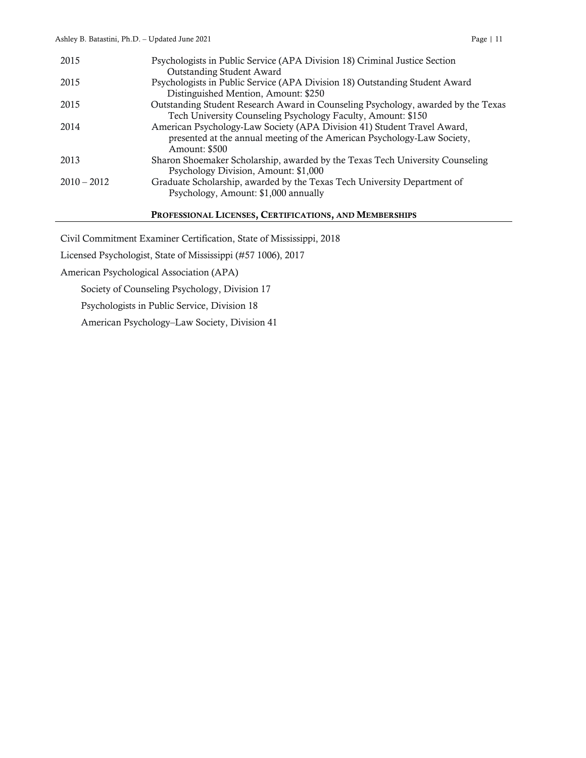| | |
|---|---|
| 2015 | Psychologists in Public Service (APA Division 18) Criminal Justice Section Outstanding Student Award |
| 2015 | Psychologists in Public Service (APA Division 18) Outstanding Student Award Distinguished Mention, Amount: $250 |
| 2015 | Outstanding Student Research Award in Counseling Psychology, awarded by the Texas Tech University Counseling Psychology Faculty, Amount: $150 |
| 2014 | American Psychology-Law Society (APA Division 41) Student Travel Award, presented at the annual meeting of the American Psychology-Law Society, Amount: $500 |
| 2013 | Sharon Shoemaker Scholarship, awarded by the Texas Tech University Counseling Psychology Division, Amount: $1,000 |
| 2010 – 2012 | Graduate Scholarship, awarded by the Texas Tech University Department of Psychology, Amount: $1,000 annually |

## Professional Licenses, Certifications, and Memberships

Civil Commitment Examiner Certification, State of Mississippi, 2018

Licensed Psychologist, State of Mississippi (#57 1006), 2017

American Psychological Association (APA)

- Society of Counseling Psychology, Division 17
- Psychologists in Public Service, Division 18
- American Psychology–Law Society, Division 41